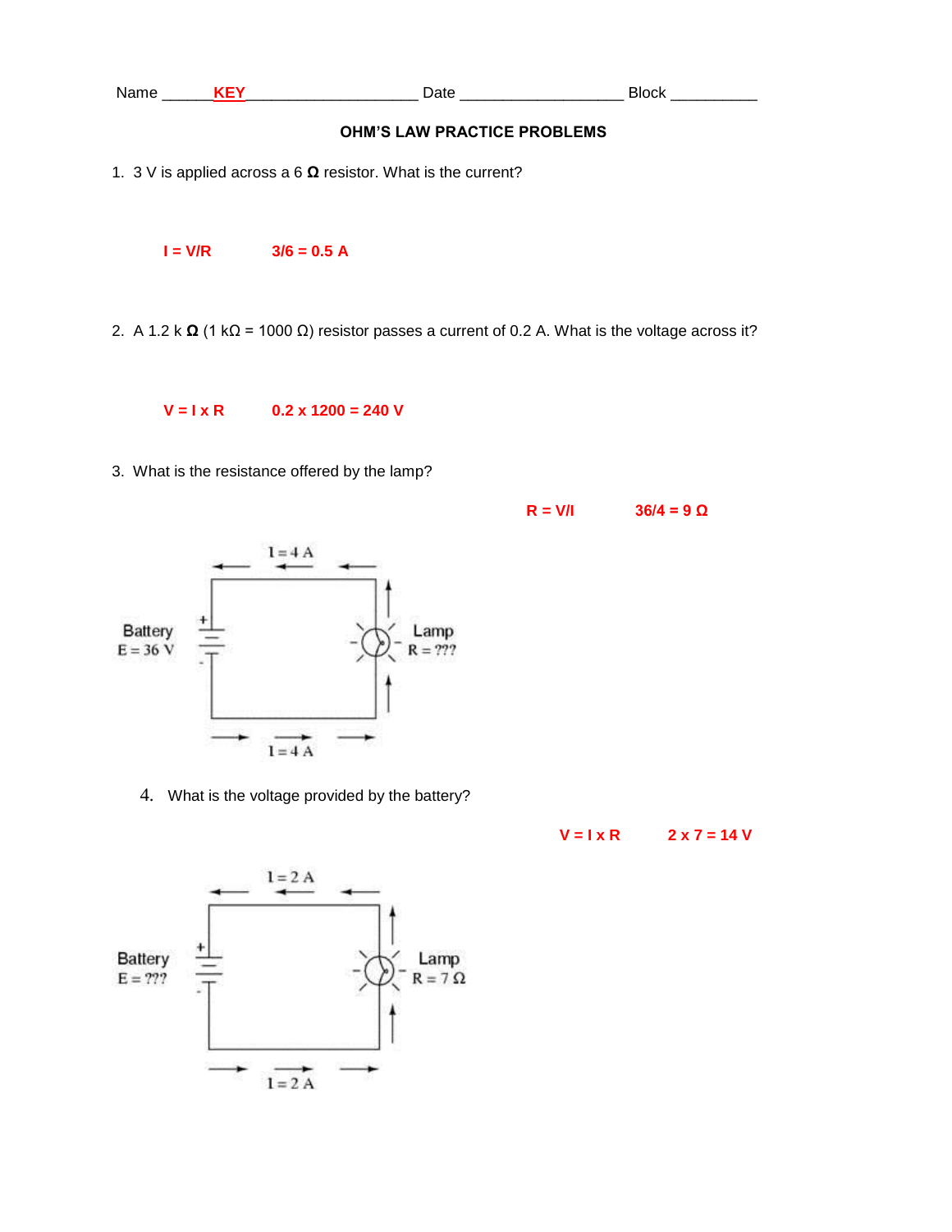Name ______**KEY**____________________ Date __________________ Block __________

## OHM'S LAW PRACTICE PROBLEMS

1. 3 V is applied across a 6 **Ω** resistor. What is the current?

   **I = V/R** **3/6 = 0.5 A**

2. A 1.2 k **Ω** (1 kΩ = 1000 Ω) resistor passes a current of 0.2 A. What is the voltage across it?

   **V = I x R** **0.2 x 1200 = 240 V**

3. What is the resistance offered by the lamp?

   **R = V/I** **36/4 = 9 Ω**

   I = 4 A

   Battery E = 36 V

   Lamp R = ???

   I = 4 A

4. What is the voltage provided by the battery?

   **V = I x R** **2 x 7 = 14 V**

   I = 2 A

   Battery E = ???

   Lamp R = 7 Ω

   I = 2 A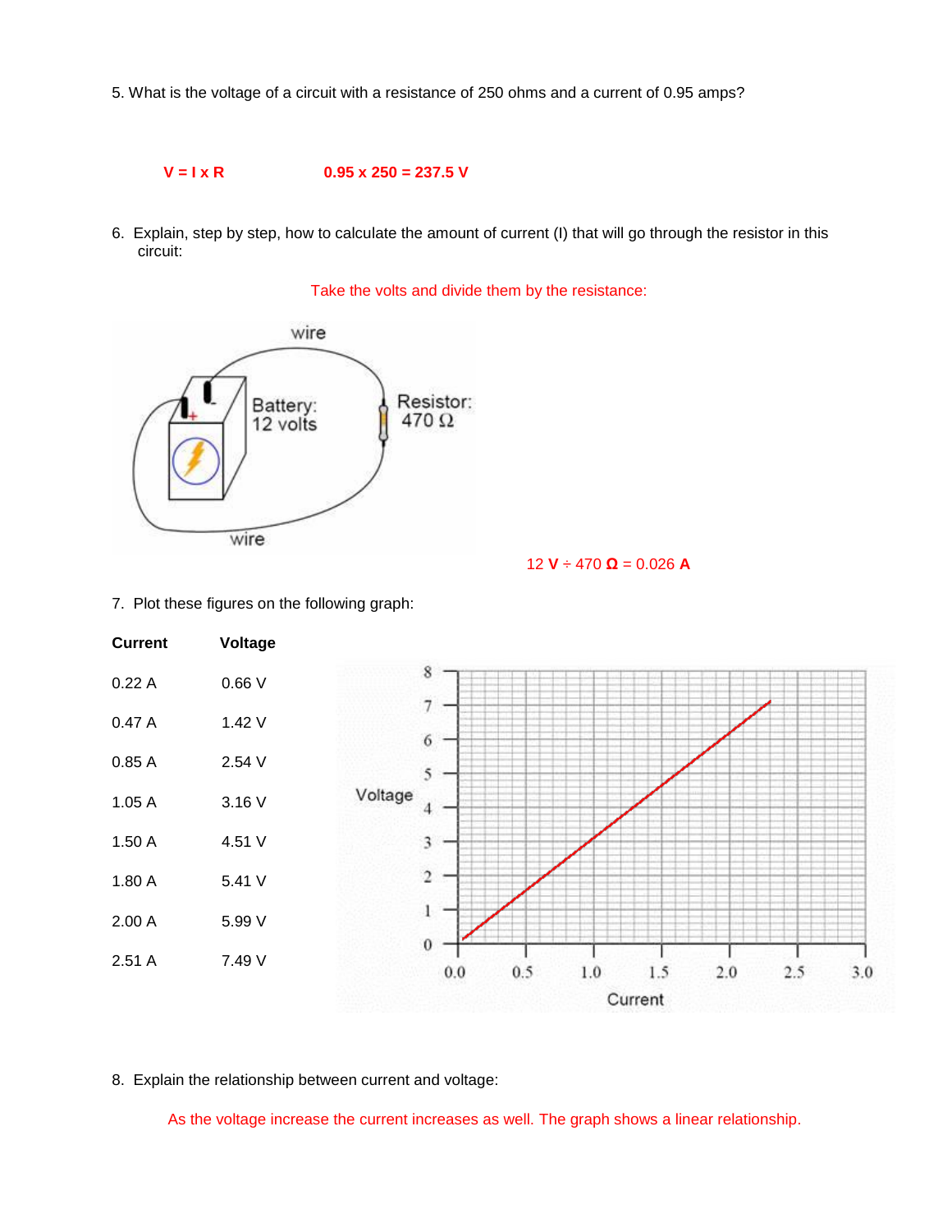5. What is the voltage of a circuit with a resistance of 250 ohms and a current of 0.95 amps?

**V = I x R** **0.95 x 250 = 237.5 V**

6. Explain, step by step, how to calculate the amount of current (I) that will go through the resistor in this circuit:

Take the volts and divide them by the resistance:

wire

Battery: 12 volts

Resistor: 470 Ω

wire

12 **V** ÷ 470 **Ω** = 0.026 **A**

7. Plot these figures on the following graph:

| **Current** | **Voltage** |
|---|---|
| 0.22 A | 0.66 V |
| 0.47 A | 1.42 V |
| 0.85 A | 2.54 V |
| 1.05 A | 3.16 V |
| 1.50 A | 4.51 V |
| 1.80 A | 5.41 V |
| 2.00 A | 5.99 V |
| 2.51 A | 7.49 V |

Voltage

0 1 2 3 4 5 6 7 8

0.0 0.5 1.0 1.5 2.0 2.5 3.0

Current

8. Explain the relationship between current and voltage:

As the voltage increase the current increases as well. The graph shows a linear relationship.